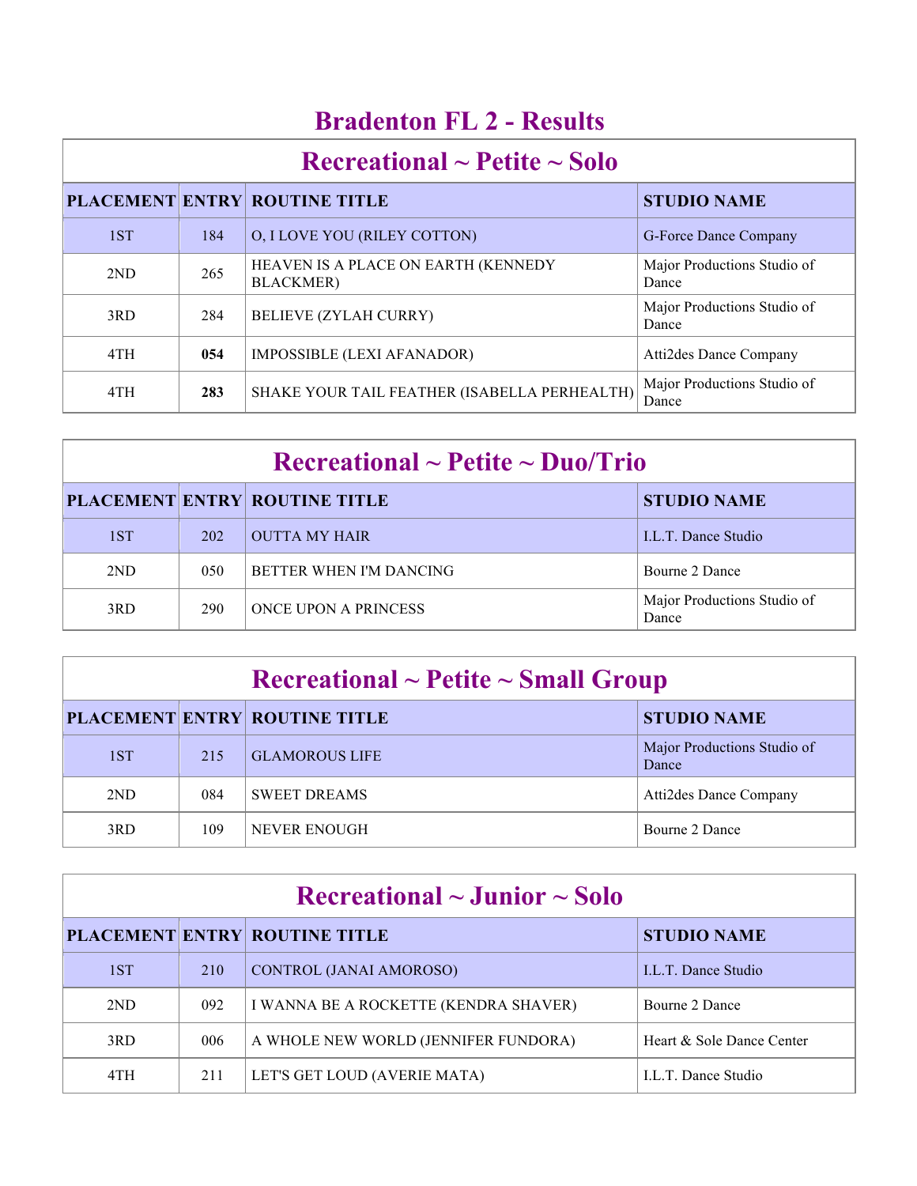# Bradenton FL 2 - Results

## Recreational ~ Petite ~ Solo

| PLACEMENT | ENTRY | ROUTINE TITLE | STUDIO NAME |
|---|---|---|---|
| 1ST | 184 | O, I LOVE YOU (RILEY COTTON) | G-Force Dance Company |
| 2ND | 265 | HEAVEN IS A PLACE ON EARTH (KENNEDY BLACKMER) | Major Productions Studio of Dance |
| 3RD | 284 | BELIEVE (ZYLAH CURRY) | Major Productions Studio of Dance |
| 4TH | **054** | IMPOSSIBLE (LEXI AFANADOR) | Atti2des Dance Company |
| 4TH | **283** | SHAKE YOUR TAIL FEATHER (ISABELLA PERHEALTH) | Major Productions Studio of Dance |

## Recreational ~ Petite ~ Duo/Trio

| PLACEMENT | ENTRY | ROUTINE TITLE | STUDIO NAME |
|---|---|---|---|
| 1ST | 202 | OUTTA MY HAIR | I.L.T. Dance Studio |
| 2ND | 050 | BETTER WHEN I'M DANCING | Bourne 2 Dance |
| 3RD | 290 | ONCE UPON A PRINCESS | Major Productions Studio of Dance |

## Recreational ~ Petite ~ Small Group

| PLACEMENT | ENTRY | ROUTINE TITLE | STUDIO NAME |
|---|---|---|---|
| 1ST | 215 | GLAMOROUS LIFE | Major Productions Studio of Dance |
| 2ND | 084 | SWEET DREAMS | Atti2des Dance Company |
| 3RD | 109 | NEVER ENOUGH | Bourne 2 Dance |

## Recreational ~ Junior ~ Solo

| PLACEMENT | ENTRY | ROUTINE TITLE | STUDIO NAME |
|---|---|---|---|
| 1ST | 210 | CONTROL (JANAI AMOROSO) | I.L.T. Dance Studio |
| 2ND | 092 | I WANNA BE A ROCKETTE (KENDRA SHAVER) | Bourne 2 Dance |
| 3RD | 006 | A WHOLE NEW WORLD (JENNIFER FUNDORA) | Heart & Sole Dance Center |
| 4TH | 211 | LET'S GET LOUD (AVERIE MATA) | I.L.T. Dance Studio |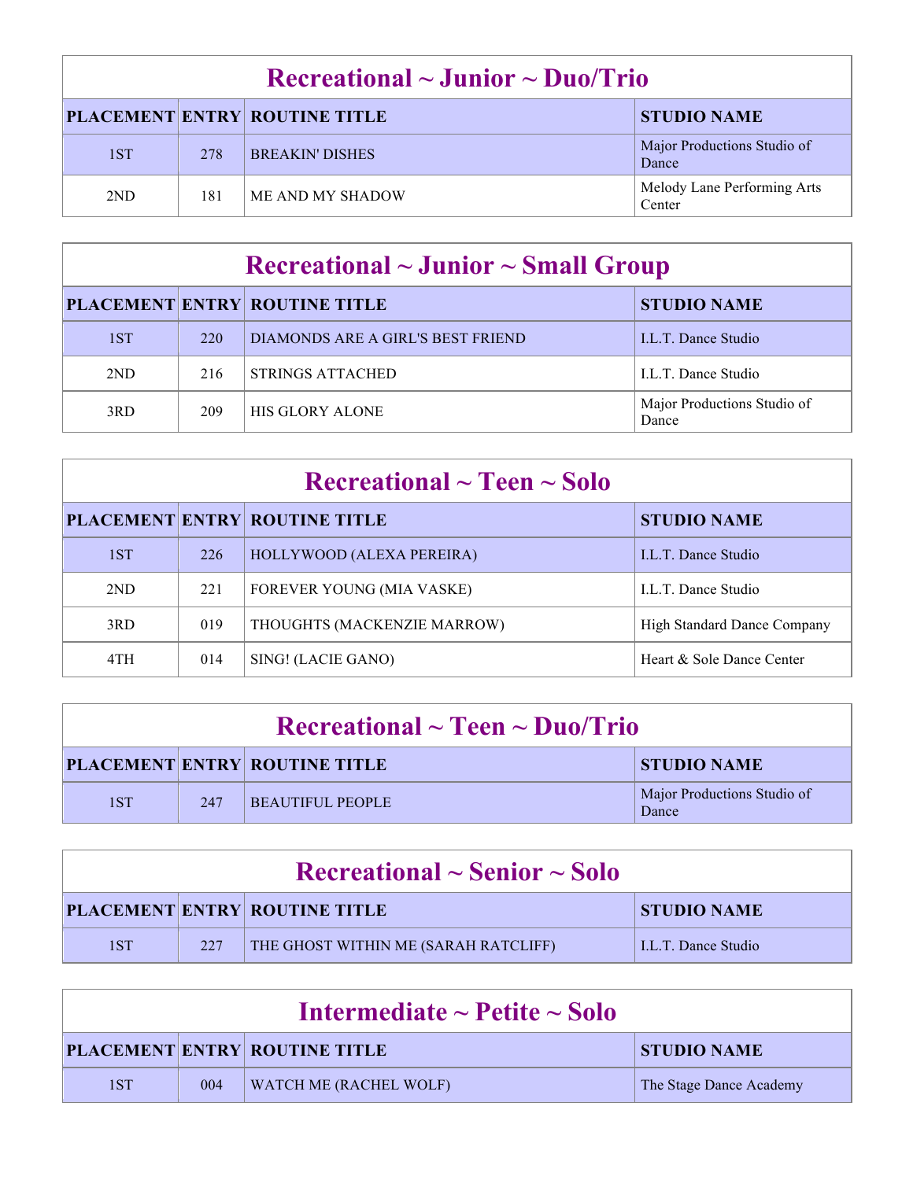## Recreational ~ Junior ~ Duo/Trio

| PLACEMENT | ENTRY | ROUTINE TITLE | STUDIO NAME |
|---|---|---|---|
| 1ST | 278 | BREAKIN' DISHES | Major Productions Studio of Dance |
| 2ND | 181 | ME AND MY SHADOW | Melody Lane Performing Arts Center |

## Recreational ~ Junior ~ Small Group

| PLACEMENT | ENTRY | ROUTINE TITLE | STUDIO NAME |
|---|---|---|---|
| 1ST | 220 | DIAMONDS ARE A GIRL'S BEST FRIEND | I.L.T. Dance Studio |
| 2ND | 216 | STRINGS ATTACHED | I.L.T. Dance Studio |
| 3RD | 209 | HIS GLORY ALONE | Major Productions Studio of Dance |

## Recreational ~ Teen ~ Solo

| PLACEMENT | ENTRY | ROUTINE TITLE | STUDIO NAME |
|---|---|---|---|
| 1ST | 226 | HOLLYWOOD (ALEXA PEREIRA) | I.L.T. Dance Studio |
| 2ND | 221 | FOREVER YOUNG (MIA VASKE) | I.L.T. Dance Studio |
| 3RD | 019 | THOUGHTS (MACKENZIE MARROW) | High Standard Dance Company |
| 4TH | 014 | SING! (LACIE GANO) | Heart & Sole Dance Center |

## Recreational ~ Teen ~ Duo/Trio

| PLACEMENT | ENTRY | ROUTINE TITLE | STUDIO NAME |
|---|---|---|---|
| 1ST | 247 | BEAUTIFUL PEOPLE | Major Productions Studio of Dance |

## Recreational ~ Senior ~ Solo

| PLACEMENT | ENTRY | ROUTINE TITLE | STUDIO NAME |
|---|---|---|---|
| 1ST | 227 | THE GHOST WITHIN ME (SARAH RATCLIFF) | I.L.T. Dance Studio |

## Intermediate ~ Petite ~ Solo

| PLACEMENT | ENTRY | ROUTINE TITLE | STUDIO NAME |
|---|---|---|---|
| 1ST | 004 | WATCH ME (RACHEL WOLF) | The Stage Dance Academy |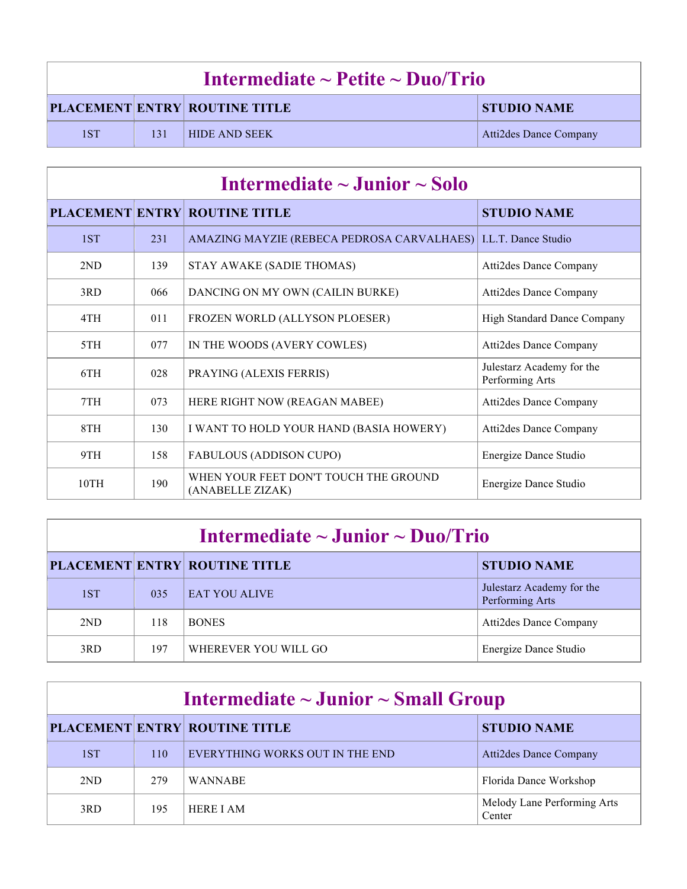## Intermediate ~ Petite ~ Duo/Trio

| PLACEMENT | ENTRY | ROUTINE TITLE | STUDIO NAME |
|---|---|---|---|
| 1ST | 131 | HIDE AND SEEK | Atti2des Dance Company |

## Intermediate ~ Junior ~ Solo

| PLACEMENT | ENTRY | ROUTINE TITLE | STUDIO NAME |
|---|---|---|---|
| 1ST | 231 | AMAZING MAYZIE (REBECA PEDROSA CARVALHAES) | I.L.T. Dance Studio |
| 2ND | 139 | STAY AWAKE (SADIE THOMAS) | Atti2des Dance Company |
| 3RD | 066 | DANCING ON MY OWN (CAILIN BURKE) | Atti2des Dance Company |
| 4TH | 011 | FROZEN WORLD (ALLYSON PLOESER) | High Standard Dance Company |
| 5TH | 077 | IN THE WOODS (AVERY COWLES) | Atti2des Dance Company |
| 6TH | 028 | PRAYING (ALEXIS FERRIS) | Julestarz Academy for the Performing Arts |
| 7TH | 073 | HERE RIGHT NOW (REAGAN MABEE) | Atti2des Dance Company |
| 8TH | 130 | I WANT TO HOLD YOUR HAND (BASIA HOWERY) | Atti2des Dance Company |
| 9TH | 158 | FABULOUS (ADDISON CUPO) | Energize Dance Studio |
| 10TH | 190 | WHEN YOUR FEET DON'T TOUCH THE GROUND (ANABELLE ZIZAK) | Energize Dance Studio |

## Intermediate ~ Junior ~ Duo/Trio

| PLACEMENT | ENTRY | ROUTINE TITLE | STUDIO NAME |
|---|---|---|---|
| 1ST | 035 | EAT YOU ALIVE | Julestarz Academy for the Performing Arts |
| 2ND | 118 | BONES | Atti2des Dance Company |
| 3RD | 197 | WHEREVER YOU WILL GO | Energize Dance Studio |

## Intermediate ~ Junior ~ Small Group

| PLACEMENT | ENTRY | ROUTINE TITLE | STUDIO NAME |
|---|---|---|---|
| 1ST | 110 | EVERYTHING WORKS OUT IN THE END | Atti2des Dance Company |
| 2ND | 279 | WANNABE | Florida Dance Workshop |
| 3RD | 195 | HERE I AM | Melody Lane Performing Arts Center |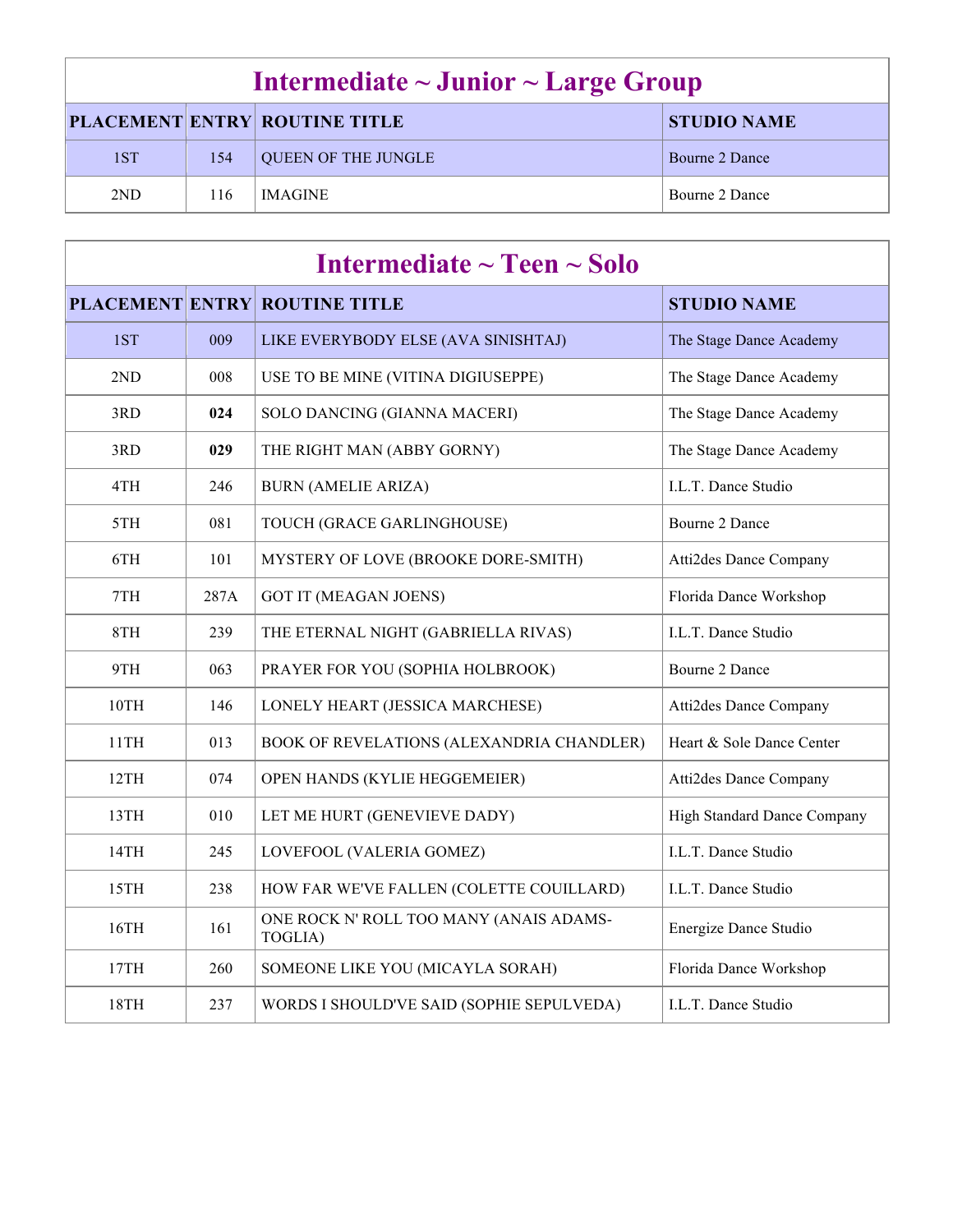## Intermediate ~ Junior ~ Large Group

| PLACEMENT | ENTRY | ROUTINE TITLE | STUDIO NAME |
|---|---|---|---|
| 1ST | 154 | QUEEN OF THE JUNGLE | Bourne 2 Dance |
| 2ND | 116 | IMAGINE | Bourne 2 Dance |

## Intermediate ~ Teen ~ Solo

| PLACEMENT | ENTRY | ROUTINE TITLE | STUDIO NAME |
|---|---|---|---|
| 1ST | 009 | LIKE EVERYBODY ELSE (AVA SINISHTAJ) | The Stage Dance Academy |
| 2ND | 008 | USE TO BE MINE (VITINA DIGIUSEPPE) | The Stage Dance Academy |
| 3RD | **024** | SOLO DANCING (GIANNA MACERI) | The Stage Dance Academy |
| 3RD | **029** | THE RIGHT MAN (ABBY GORNY) | The Stage Dance Academy |
| 4TH | 246 | BURN (AMELIE ARIZA) | I.L.T. Dance Studio |
| 5TH | 081 | TOUCH (GRACE GARLINGHOUSE) | Bourne 2 Dance |
| 6TH | 101 | MYSTERY OF LOVE (BROOKE DORE-SMITH) | Atti2des Dance Company |
| 7TH | 287A | GOT IT (MEAGAN JOENS) | Florida Dance Workshop |
| 8TH | 239 | THE ETERNAL NIGHT (GABRIELLA RIVAS) | I.L.T. Dance Studio |
| 9TH | 063 | PRAYER FOR YOU (SOPHIA HOLBROOK) | Bourne 2 Dance |
| 10TH | 146 | LONELY HEART (JESSICA MARCHESE) | Atti2des Dance Company |
| 11TH | 013 | BOOK OF REVELATIONS (ALEXANDRIA CHANDLER) | Heart & Sole Dance Center |
| 12TH | 074 | OPEN HANDS (KYLIE HEGGEMEIER) | Atti2des Dance Company |
| 13TH | 010 | LET ME HURT (GENEVIEVE DADY) | High Standard Dance Company |
| 14TH | 245 | LOVEFOOL (VALERIA GOMEZ) | I.L.T. Dance Studio |
| 15TH | 238 | HOW FAR WE'VE FALLEN (COLETTE COUILLARD) | I.L.T. Dance Studio |
| 16TH | 161 | ONE ROCK N' ROLL TOO MANY (ANAIS ADAMS-TOGLIA) | Energize Dance Studio |
| 17TH | 260 | SOMEONE LIKE YOU (MICAYLA SORAH) | Florida Dance Workshop |
| 18TH | 237 | WORDS I SHOULD'VE SAID (SOPHIE SEPULVEDA) | I.L.T. Dance Studio |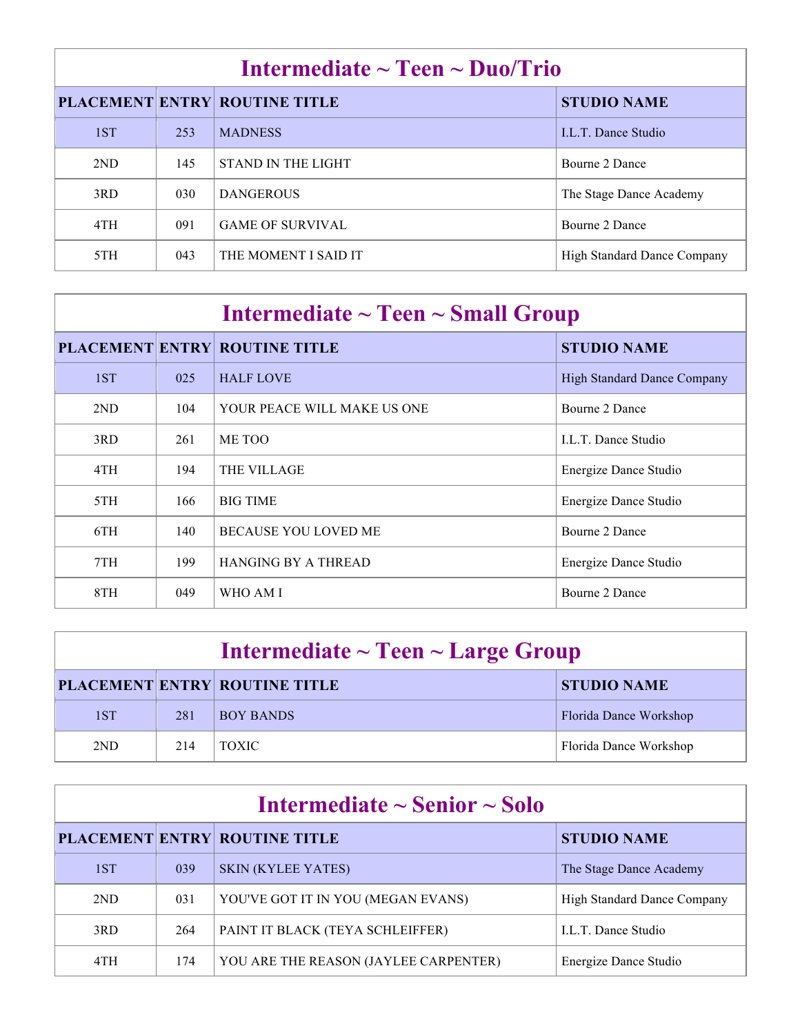## Intermediate ~ Teen ~ Duo/Trio

| PLACEMENT | ENTRY | ROUTINE TITLE | STUDIO NAME |
|---|---|---|---|
| 1ST | 253 | MADNESS | I.L.T. Dance Studio |
| 2ND | 145 | STAND IN THE LIGHT | Bourne 2 Dance |
| 3RD | 030 | DANGEROUS | The Stage Dance Academy |
| 4TH | 091 | GAME OF SURVIVAL | Bourne 2 Dance |
| 5TH | 043 | THE MOMENT I SAID IT | High Standard Dance Company |

## Intermediate ~ Teen ~ Small Group

| PLACEMENT | ENTRY | ROUTINE TITLE | STUDIO NAME |
|---|---|---|---|
| 1ST | 025 | HALF LOVE | High Standard Dance Company |
| 2ND | 104 | YOUR PEACE WILL MAKE US ONE | Bourne 2 Dance |
| 3RD | 261 | ME TOO | I.L.T. Dance Studio |
| 4TH | 194 | THE VILLAGE | Energize Dance Studio |
| 5TH | 166 | BIG TIME | Energize Dance Studio |
| 6TH | 140 | BECAUSE YOU LOVED ME | Bourne 2 Dance |
| 7TH | 199 | HANGING BY A THREAD | Energize Dance Studio |
| 8TH | 049 | WHO AM I | Bourne 2 Dance |

## Intermediate ~ Teen ~ Large Group

| PLACEMENT | ENTRY | ROUTINE TITLE | STUDIO NAME |
|---|---|---|---|
| 1ST | 281 | BOY BANDS | Florida Dance Workshop |
| 2ND | 214 | TOXIC | Florida Dance Workshop |

## Intermediate ~ Senior ~ Solo

| PLACEMENT | ENTRY | ROUTINE TITLE | STUDIO NAME |
|---|---|---|---|
| 1ST | 039 | SKIN (KYLEE YATES) | The Stage Dance Academy |
| 2ND | 031 | YOU'VE GOT IT IN YOU (MEGAN EVANS) | High Standard Dance Company |
| 3RD | 264 | PAINT IT BLACK (TEYA SCHLEIFFER) | I.L.T. Dance Studio |
| 4TH | 174 | YOU ARE THE REASON (JAYLEE CARPENTER) | Energize Dance Studio |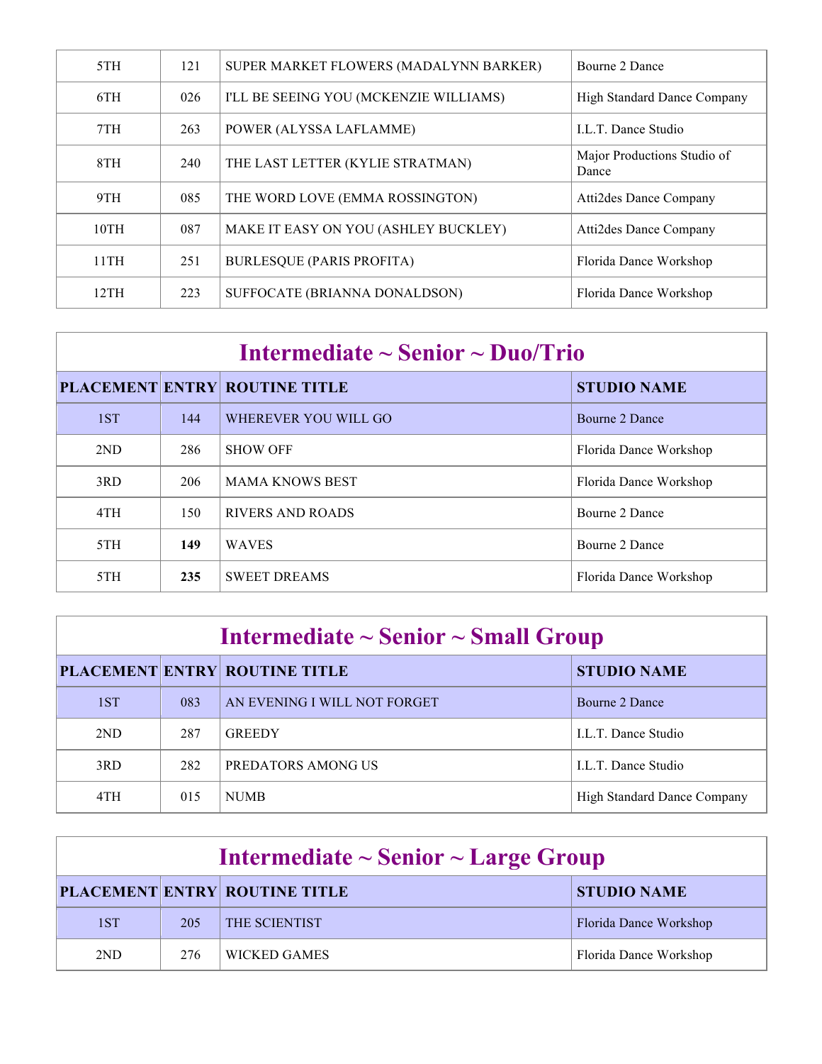| | | | |
|---|---|---|---|
| 5TH | 121 | SUPER MARKET FLOWERS (MADALYNN BARKER) | Bourne 2 Dance |
| 6TH | 026 | I'LL BE SEEING YOU (MCKENZIE WILLIAMS) | High Standard Dance Company |
| 7TH | 263 | POWER (ALYSSA LAFLAMME) | I.L.T. Dance Studio |
| 8TH | 240 | THE LAST LETTER (KYLIE STRATMAN) | Major Productions Studio of Dance |
| 9TH | 085 | THE WORD LOVE (EMMA ROSSINGTON) | Atti2des Dance Company |
| 10TH | 087 | MAKE IT EASY ON YOU (ASHLEY BUCKLEY) | Atti2des Dance Company |
| 11TH | 251 | BURLESQUE (PARIS PROFITA) | Florida Dance Workshop |
| 12TH | 223 | SUFFOCATE (BRIANNA DONALDSON) | Florida Dance Workshop |

## Intermediate ~ Senior ~ Duo/Trio

| PLACEMENT | ENTRY | ROUTINE TITLE | STUDIO NAME |
|---|---|---|---|
| 1ST | 144 | WHEREVER YOU WILL GO | Bourne 2 Dance |
| 2ND | 286 | SHOW OFF | Florida Dance Workshop |
| 3RD | 206 | MAMA KNOWS BEST | Florida Dance Workshop |
| 4TH | 150 | RIVERS AND ROADS | Bourne 2 Dance |
| 5TH | **149** | WAVES | Bourne 2 Dance |
| 5TH | **235** | SWEET DREAMS | Florida Dance Workshop |

## Intermediate ~ Senior ~ Small Group

| PLACEMENT | ENTRY | ROUTINE TITLE | STUDIO NAME |
|---|---|---|---|
| 1ST | 083 | AN EVENING I WILL NOT FORGET | Bourne 2 Dance |
| 2ND | 287 | GREEDY | I.L.T. Dance Studio |
| 3RD | 282 | PREDATORS AMONG US | I.L.T. Dance Studio |
| 4TH | 015 | NUMB | High Standard Dance Company |

## Intermediate ~ Senior ~ Large Group

| PLACEMENT | ENTRY | ROUTINE TITLE | STUDIO NAME |
|---|---|---|---|
| 1ST | 205 | THE SCIENTIST | Florida Dance Workshop |
| 2ND | 276 | WICKED GAMES | Florida Dance Workshop |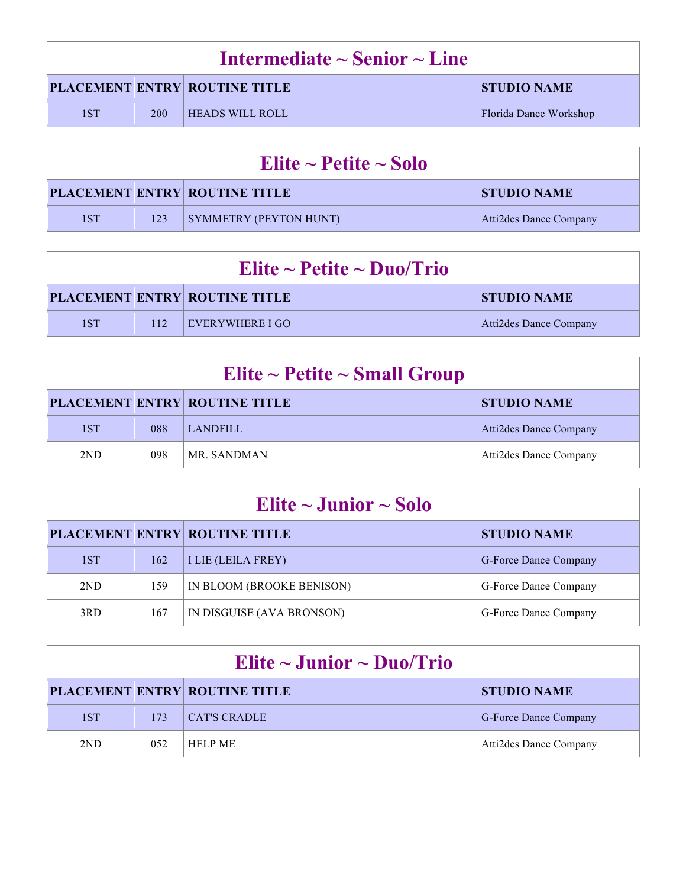## Intermediate ~ Senior ~ Line

| PLACEMENT | ENTRY | ROUTINE TITLE | STUDIO NAME |
|---|---|---|---|
| 1ST | 200 | HEADS WILL ROLL | Florida Dance Workshop |

## Elite ~ Petite ~ Solo

| PLACEMENT | ENTRY | ROUTINE TITLE | STUDIO NAME |
|---|---|---|---|
| 1ST | 123 | SYMMETRY (PEYTON HUNT) | Atti2des Dance Company |

## Elite ~ Petite ~ Duo/Trio

| PLACEMENT | ENTRY | ROUTINE TITLE | STUDIO NAME |
|---|---|---|---|
| 1ST | 112 | EVERYWHERE I GO | Atti2des Dance Company |

## Elite ~ Petite ~ Small Group

| PLACEMENT | ENTRY | ROUTINE TITLE | STUDIO NAME |
|---|---|---|---|
| 1ST | 088 | LANDFILL | Atti2des Dance Company |
| 2ND | 098 | MR. SANDMAN | Atti2des Dance Company |

## Elite ~ Junior ~ Solo

| PLACEMENT | ENTRY | ROUTINE TITLE | STUDIO NAME |
|---|---|---|---|
| 1ST | 162 | I LIE (LEILA FREY) | G-Force Dance Company |
| 2ND | 159 | IN BLOOM (BROOKE BENISON) | G-Force Dance Company |
| 3RD | 167 | IN DISGUISE (AVA BRONSON) | G-Force Dance Company |

## Elite ~ Junior ~ Duo/Trio

| PLACEMENT | ENTRY | ROUTINE TITLE | STUDIO NAME |
|---|---|---|---|
| 1ST | 173 | CAT'S CRADLE | G-Force Dance Company |
| 2ND | 052 | HELP ME | Atti2des Dance Company |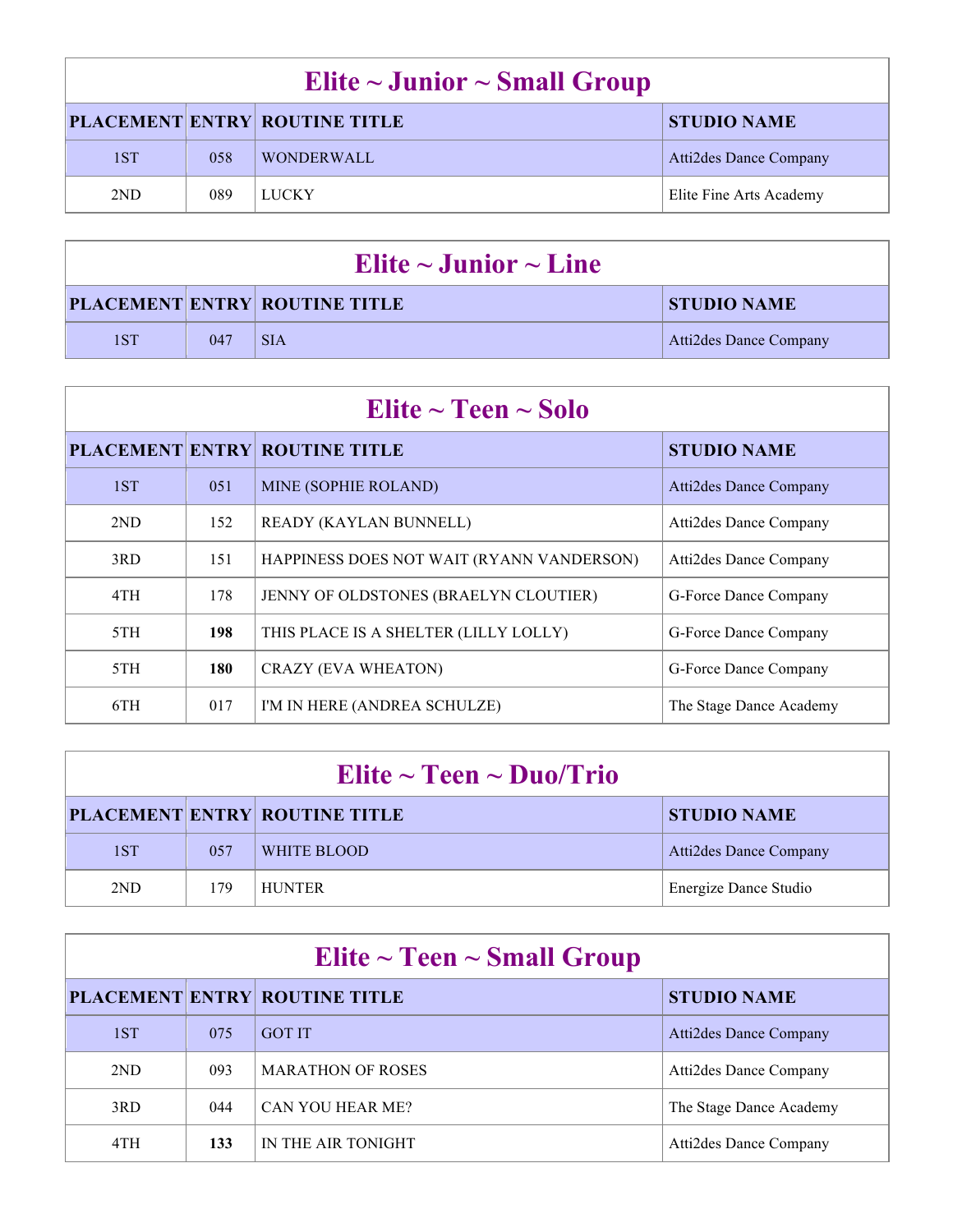| Elite ~ Junior ~ Small Group | | | |
|---|---|---|---|
| **PLACEMENT** | **ENTRY** | **ROUTINE TITLE** | **STUDIO NAME** |
| 1ST | 058 | WONDERWALL | Atti2des Dance Company |
| 2ND | 089 | LUCKY | Elite Fine Arts Academy |

| Elite ~ Junior ~ Line | | | |
|---|---|---|---|
| **PLACEMENT** | **ENTRY** | **ROUTINE TITLE** | **STUDIO NAME** |
| 1ST | 047 | SIA | Atti2des Dance Company |

| Elite ~ Teen ~ Solo | | | |
|---|---|---|---|
| **PLACEMENT** | **ENTRY** | **ROUTINE TITLE** | **STUDIO NAME** |
| 1ST | 051 | MINE (SOPHIE ROLAND) | Atti2des Dance Company |
| 2ND | 152 | READY (KAYLAN BUNNELL) | Atti2des Dance Company |
| 3RD | 151 | HAPPINESS DOES NOT WAIT (RYANN VANDERSON) | Atti2des Dance Company |
| 4TH | 178 | JENNY OF OLDSTONES (BRAELYN CLOUTIER) | G-Force Dance Company |
| 5TH | **198** | THIS PLACE IS A SHELTER (LILLY LOLLY) | G-Force Dance Company |
| 5TH | **180** | CRAZY (EVA WHEATON) | G-Force Dance Company |
| 6TH | 017 | I'M IN HERE (ANDREA SCHULZE) | The Stage Dance Academy |

| Elite ~ Teen ~ Duo/Trio | | | |
|---|---|---|---|
| **PLACEMENT** | **ENTRY** | **ROUTINE TITLE** | **STUDIO NAME** |
| 1ST | 057 | WHITE BLOOD | Atti2des Dance Company |
| 2ND | 179 | HUNTER | Energize Dance Studio |

| Elite ~ Teen ~ Small Group | | | |
|---|---|---|---|
| **PLACEMENT** | **ENTRY** | **ROUTINE TITLE** | **STUDIO NAME** |
| 1ST | 075 | GOT IT | Atti2des Dance Company |
| 2ND | 093 | MARATHON OF ROSES | Atti2des Dance Company |
| 3RD | 044 | CAN YOU HEAR ME? | The Stage Dance Academy |
| 4TH | **133** | IN THE AIR TONIGHT | Atti2des Dance Company |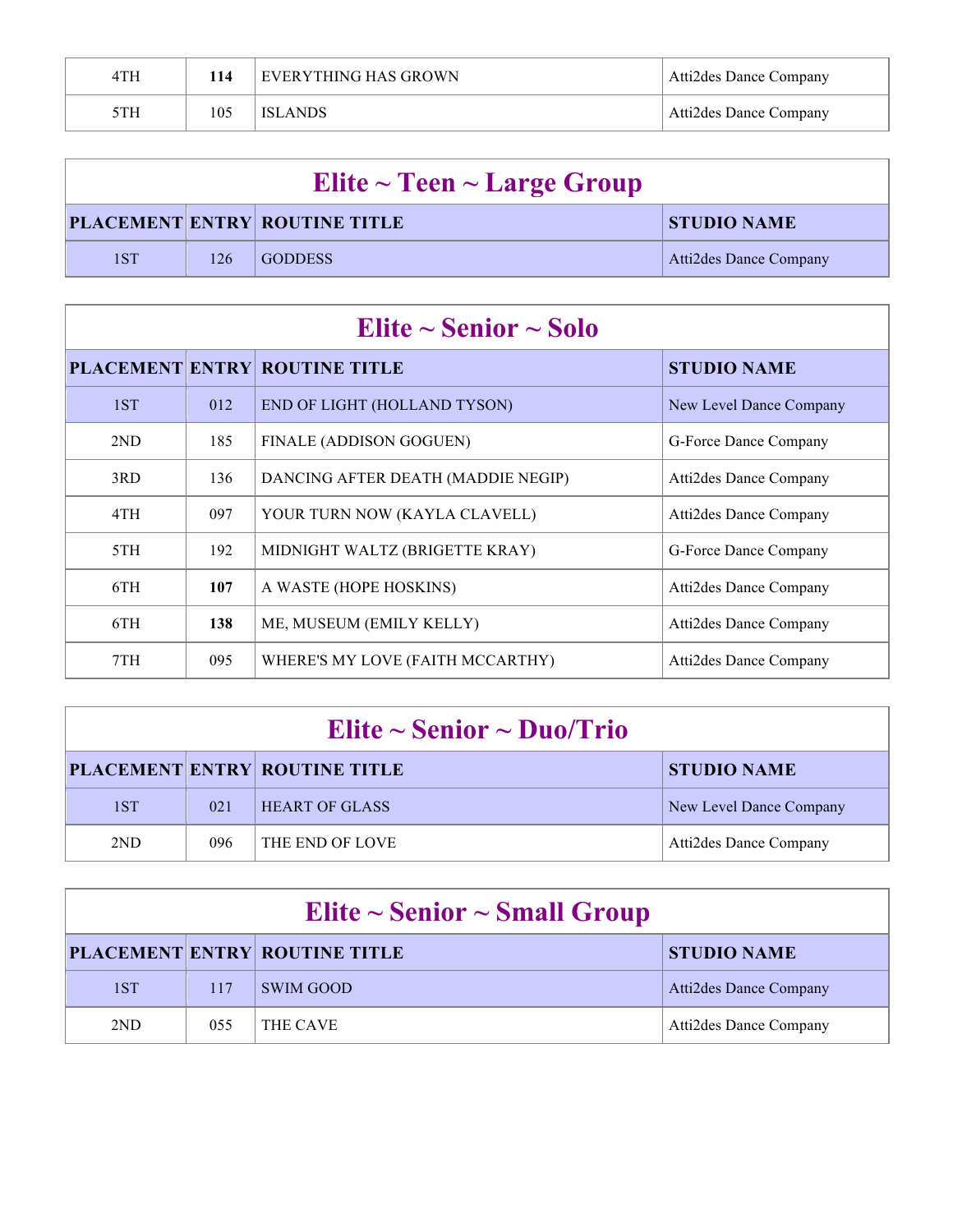| | | | |
|---|---|---|---|
| 4TH | **114** | EVERYTHING HAS GROWN | Atti2des Dance Company |
| 5TH | 105 | ISLANDS | Atti2des Dance Company |

## Elite ~ Teen ~ Large Group

| PLACEMENT | ENTRY | ROUTINE TITLE | STUDIO NAME |
|---|---|---|---|
| 1ST | 126 | GODDESS | Atti2des Dance Company |

## Elite ~ Senior ~ Solo

| PLACEMENT | ENTRY | ROUTINE TITLE | STUDIO NAME |
|---|---|---|---|
| 1ST | 012 | END OF LIGHT (HOLLAND TYSON) | New Level Dance Company |
| 2ND | 185 | FINALE (ADDISON GOGUEN) | G-Force Dance Company |
| 3RD | 136 | DANCING AFTER DEATH (MADDIE NEGIP) | Atti2des Dance Company |
| 4TH | 097 | YOUR TURN NOW (KAYLA CLAVELL) | Atti2des Dance Company |
| 5TH | 192 | MIDNIGHT WALTZ (BRIGETTE KRAY) | G-Force Dance Company |
| 6TH | **107** | A WASTE (HOPE HOSKINS) | Atti2des Dance Company |
| 6TH | **138** | ME, MUSEUM (EMILY KELLY) | Atti2des Dance Company |
| 7TH | 095 | WHERE'S MY LOVE (FAITH MCCARTHY) | Atti2des Dance Company |

## Elite ~ Senior ~ Duo/Trio

| PLACEMENT | ENTRY | ROUTINE TITLE | STUDIO NAME |
|---|---|---|---|
| 1ST | 021 | HEART OF GLASS | New Level Dance Company |
| 2ND | 096 | THE END OF LOVE | Atti2des Dance Company |

## Elite ~ Senior ~ Small Group

| PLACEMENT | ENTRY | ROUTINE TITLE | STUDIO NAME |
|---|---|---|---|
| 1ST | 117 | SWIM GOOD | Atti2des Dance Company |
| 2ND | 055 | THE CAVE | Atti2des Dance Company |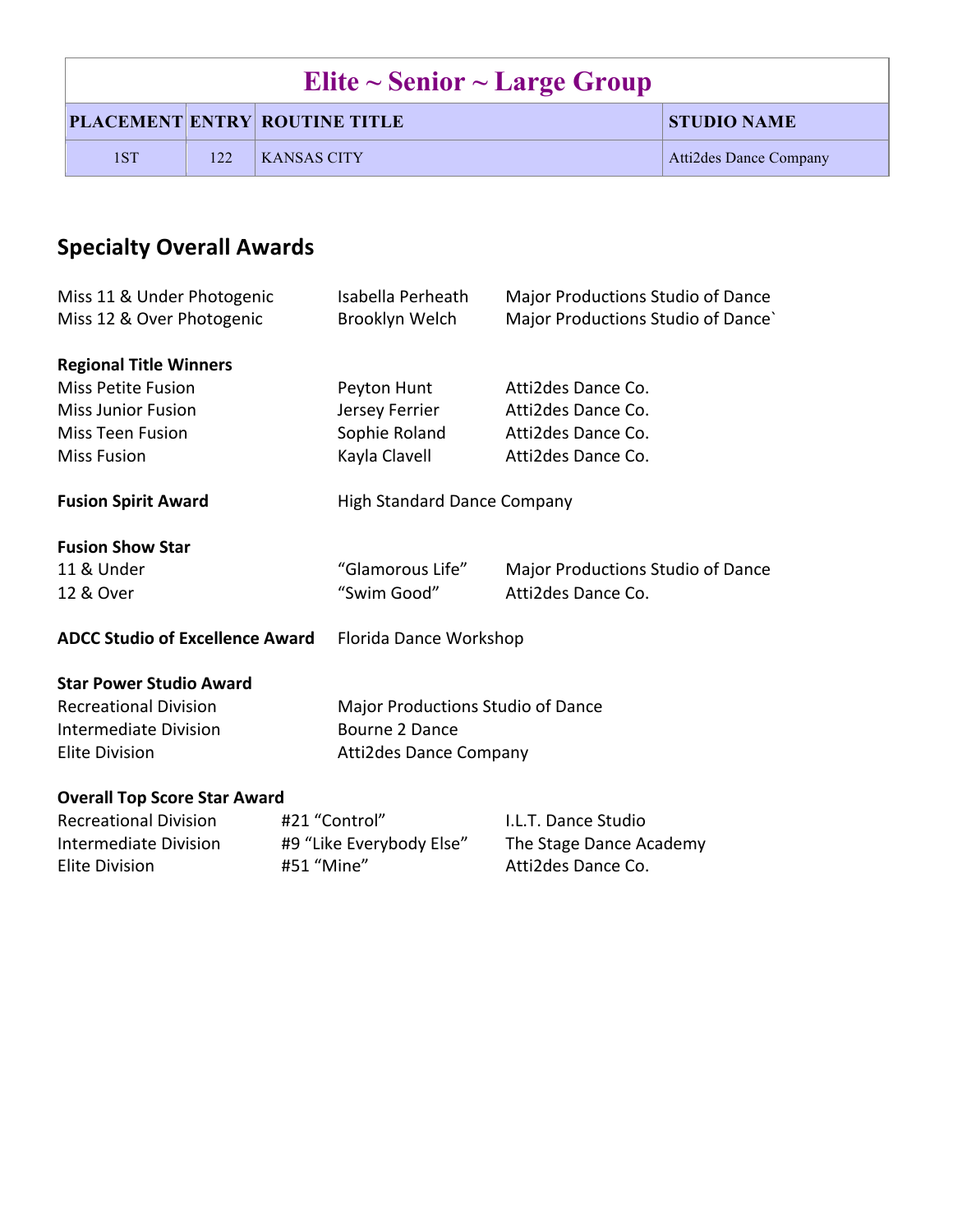| Elite ~ Senior ~ Large Group | | | |
|---|---|---|---|
| PLACEMENT | ENTRY | ROUTINE TITLE | STUDIO NAME |
| 1ST | 122 | KANSAS CITY | Atti2des Dance Company |

## Specialty Overall Awards

| | | |
|---|---|---|
| Miss 11 & Under Photogenic | Isabella Perheath | Major Productions Studio of Dance |
| Miss 12 & Over Photogenic | Brooklyn Welch | Major Productions Studio of Dance` |

**Regional Title Winners**

| | | |
|---|---|---|
| Miss Petite Fusion | Peyton Hunt | Atti2des Dance Co. |
| Miss Junior Fusion | Jersey Ferrier | Atti2des Dance Co. |
| Miss Teen Fusion | Sophie Roland | Atti2des Dance Co. |
| Miss Fusion | Kayla Clavell | Atti2des Dance Co. |

**Fusion Spirit Award** High Standard Dance Company

**Fusion Show Star**

| | | |
|---|---|---|
| 11 & Under | "Glamorous Life" | Major Productions Studio of Dance |
| 12 & Over | "Swim Good" | Atti2des Dance Co. |

**ADCC Studio of Excellence Award** Florida Dance Workshop

**Star Power Studio Award**

| | |
|---|---|
| Recreational Division | Major Productions Studio of Dance |
| Intermediate Division | Bourne 2 Dance |
| Elite Division | Atti2des Dance Company |

**Overall Top Score Star Award**

| | | |
|---|---|---|
| Recreational Division | #21 "Control" | I.L.T. Dance Studio |
| Intermediate Division | #9 "Like Everybody Else" | The Stage Dance Academy |
| Elite Division | #51 "Mine" | Atti2des Dance Co. |